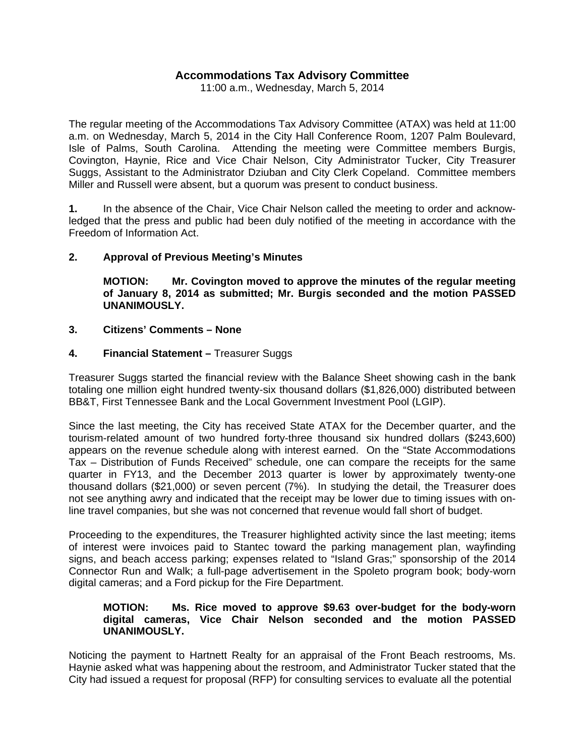# Accommodations Tax Advisory Committee

11:00 a.m., Wednesday, March 5, 2014

The regular meeting of the Accommodations Tax Advisory Committee (ATAX) was held at 11:00 a.m. on Wednesday, March 5, 2014 in the City Hall Conference Room, 1207 Palm Boulevard, Isle of Palms, South Carolina. Attending the meeting were Committee members Burgis, Covington, Haynie, Rice and Vice Chair Nelson, City Administrator Tucker, City Treasurer Suggs, Assistant to the Administrator Dziuban and City Clerk Copeland. Committee members Miller and Russell were absent, but a quorum was present to conduct business.

**1.** In the absence of the Chair, Vice Chair Nelson called the meeting to order and acknowledged that the press and public had been duly notified of the meeting in accordance with the Freedom of Information Act.

**2. Approval of Previous Meeting's Minutes**

> **MOTION: Mr. Covington moved to approve the minutes of the regular meeting of January 8, 2014 as submitted; Mr. Burgis seconded and the motion PASSED UNANIMOUSLY.**

**3. Citizens' Comments – None**

**4. Financial Statement –** Treasurer Suggs

Treasurer Suggs started the financial review with the Balance Sheet showing cash in the bank totaling one million eight hundred twenty-six thousand dollars ($1,826,000) distributed between BB&T, First Tennessee Bank and the Local Government Investment Pool (LGIP).

Since the last meeting, the City has received State ATAX for the December quarter, and the tourism-related amount of two hundred forty-three thousand six hundred dollars ($243,600) appears on the revenue schedule along with interest earned. On the "State Accommodations Tax – Distribution of Funds Received" schedule, one can compare the receipts for the same quarter in FY13, and the December 2013 quarter is lower by approximately twenty-one thousand dollars ($21,000) or seven percent (7%). In studying the detail, the Treasurer does not see anything awry and indicated that the receipt may be lower due to timing issues with on-line travel companies, but she was not concerned that revenue would fall short of budget.

Proceeding to the expenditures, the Treasurer highlighted activity since the last meeting; items of interest were invoices paid to Stantec toward the parking management plan, wayfinding signs, and beach access parking; expenses related to "Island Gras;" sponsorship of the 2014 Connector Run and Walk; a full-page advertisement in the Spoleto program book; body-worn digital cameras; and a Ford pickup for the Fire Department.

> **MOTION: Ms. Rice moved to approve $9.63 over-budget for the body-worn digital cameras, Vice Chair Nelson seconded and the motion PASSED UNANIMOUSLY.**

Noticing the payment to Hartnett Realty for an appraisal of the Front Beach restrooms, Ms. Haynie asked what was happening about the restroom, and Administrator Tucker stated that the City had issued a request for proposal (RFP) for consulting services to evaluate all the potential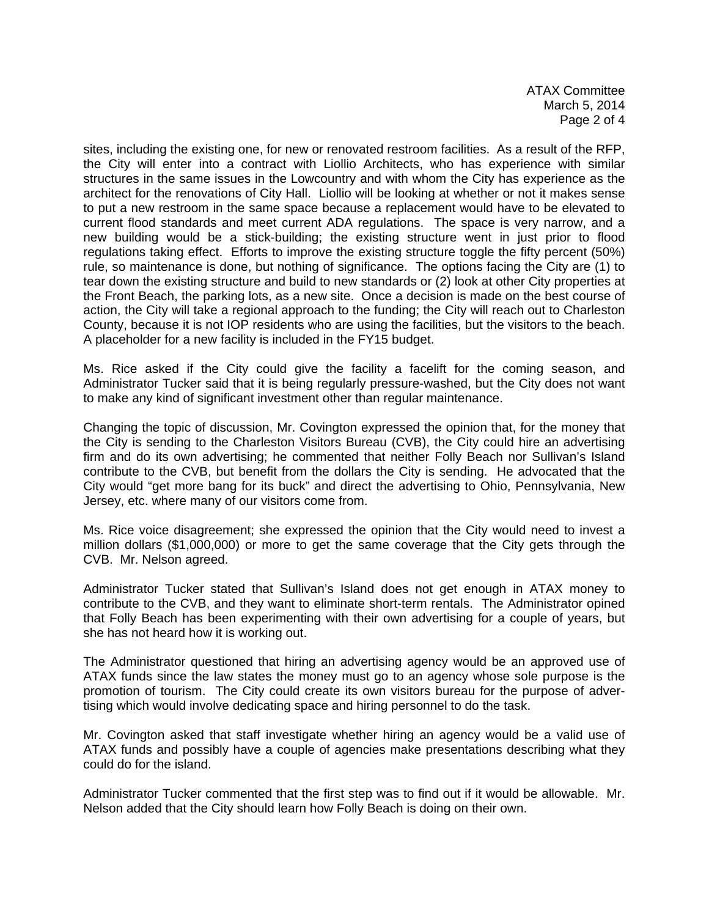sites, including the existing one, for new or renovated restroom facilities. As a result of the RFP, the City will enter into a contract with Liollio Architects, who has experience with similar structures in the same issues in the Lowcountry and with whom the City has experience as the architect for the renovations of City Hall. Liollio will be looking at whether or not it makes sense to put a new restroom in the same space because a replacement would have to be elevated to current flood standards and meet current ADA regulations. The space is very narrow, and a new building would be a stick-building; the existing structure went in just prior to flood regulations taking effect. Efforts to improve the existing structure toggle the fifty percent (50%) rule, so maintenance is done, but nothing of significance. The options facing the City are (1) to tear down the existing structure and build to new standards or (2) look at other City properties at the Front Beach, the parking lots, as a new site. Once a decision is made on the best course of action, the City will take a regional approach to the funding; the City will reach out to Charleston County, because it is not IOP residents who are using the facilities, but the visitors to the beach. A placeholder for a new facility is included in the FY15 budget.

Ms. Rice asked if the City could give the facility a facelift for the coming season, and Administrator Tucker said that it is being regularly pressure-washed, but the City does not want to make any kind of significant investment other than regular maintenance.

Changing the topic of discussion, Mr. Covington expressed the opinion that, for the money that the City is sending to the Charleston Visitors Bureau (CVB), the City could hire an advertising firm and do its own advertising; he commented that neither Folly Beach nor Sullivan's Island contribute to the CVB, but benefit from the dollars the City is sending. He advocated that the City would "get more bang for its buck" and direct the advertising to Ohio, Pennsylvania, New Jersey, etc. where many of our visitors come from.

Ms. Rice voice disagreement; she expressed the opinion that the City would need to invest a million dollars ($1,000,000) or more to get the same coverage that the City gets through the CVB. Mr. Nelson agreed.

Administrator Tucker stated that Sullivan's Island does not get enough in ATAX money to contribute to the CVB, and they want to eliminate short-term rentals. The Administrator opined that Folly Beach has been experimenting with their own advertising for a couple of years, but she has not heard how it is working out.

The Administrator questioned that hiring an advertising agency would be an approved use of ATAX funds since the law states the money must go to an agency whose sole purpose is the promotion of tourism. The City could create its own visitors bureau for the purpose of advertising which would involve dedicating space and hiring personnel to do the task.

Mr. Covington asked that staff investigate whether hiring an agency would be a valid use of ATAX funds and possibly have a couple of agencies make presentations describing what they could do for the island.

Administrator Tucker commented that the first step was to find out if it would be allowable. Mr. Nelson added that the City should learn how Folly Beach is doing on their own.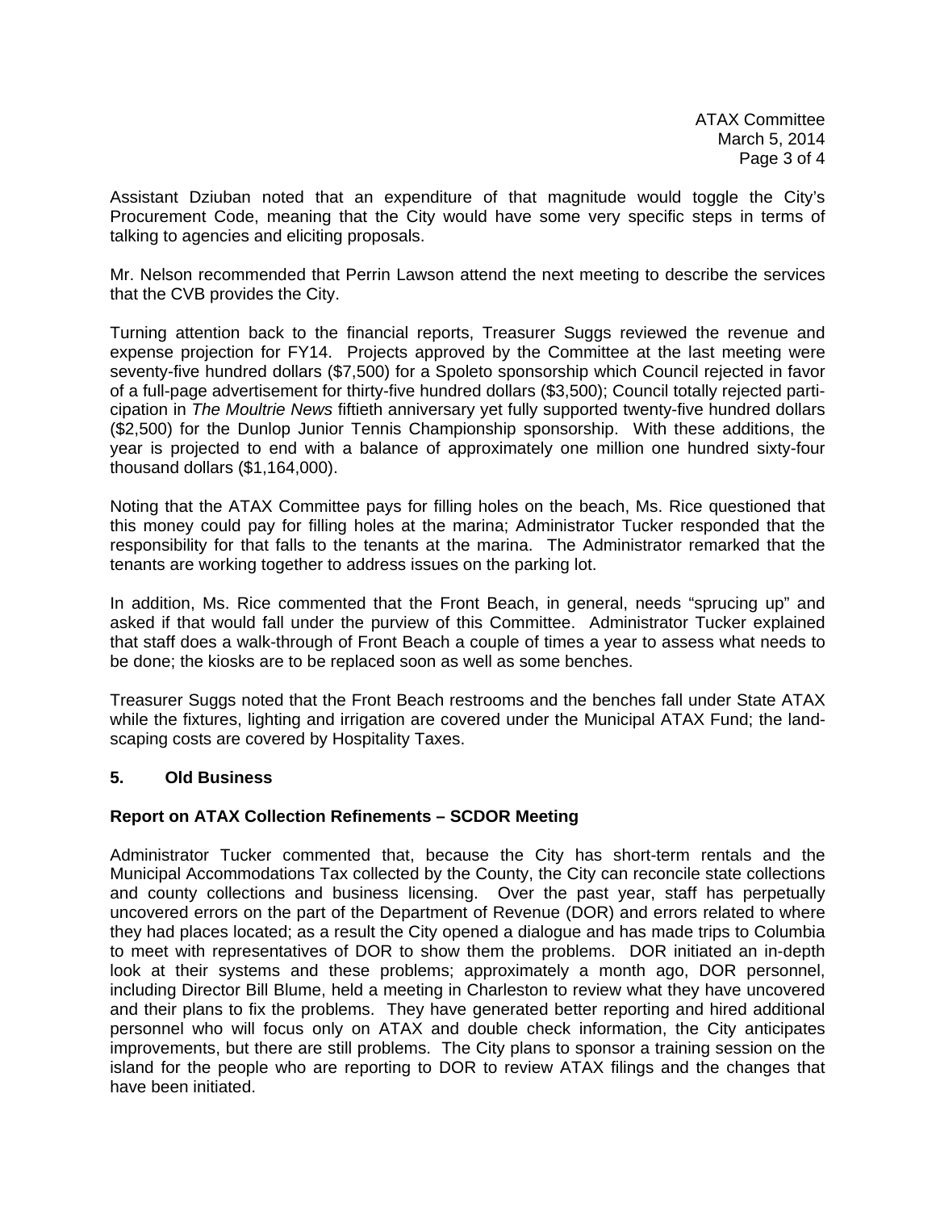Assistant Dziuban noted that an expenditure of that magnitude would toggle the City's Procurement Code, meaning that the City would have some very specific steps in terms of talking to agencies and eliciting proposals.

Mr. Nelson recommended that Perrin Lawson attend the next meeting to describe the services that the CVB provides the City.

Turning attention back to the financial reports, Treasurer Suggs reviewed the revenue and expense projection for FY14. Projects approved by the Committee at the last meeting were seventy-five hundred dollars ($7,500) for a Spoleto sponsorship which Council rejected in favor of a full-page advertisement for thirty-five hundred dollars ($3,500); Council totally rejected participation in *The Moultrie News* fiftieth anniversary yet fully supported twenty-five hundred dollars ($2,500) for the Dunlop Junior Tennis Championship sponsorship. With these additions, the year is projected to end with a balance of approximately one million one hundred sixty-four thousand dollars ($1,164,000).

Noting that the ATAX Committee pays for filling holes on the beach, Ms. Rice questioned that this money could pay for filling holes at the marina; Administrator Tucker responded that the responsibility for that falls to the tenants at the marina. The Administrator remarked that the tenants are working together to address issues on the parking lot.

In addition, Ms. Rice commented that the Front Beach, in general, needs "sprucing up" and asked if that would fall under the purview of this Committee. Administrator Tucker explained that staff does a walk-through of Front Beach a couple of times a year to assess what needs to be done; the kiosks are to be replaced soon as well as some benches.

Treasurer Suggs noted that the Front Beach restrooms and the benches fall under State ATAX while the fixtures, lighting and irrigation are covered under the Municipal ATAX Fund; the landscaping costs are covered by Hospitality Taxes.

## 5. Old Business

### Report on ATAX Collection Refinements – SCDOR Meeting

Administrator Tucker commented that, because the City has short-term rentals and the Municipal Accommodations Tax collected by the County, the City can reconcile state collections and county collections and business licensing. Over the past year, staff has perpetually uncovered errors on the part of the Department of Revenue (DOR) and errors related to where they had places located; as a result the City opened a dialogue and has made trips to Columbia to meet with representatives of DOR to show them the problems. DOR initiated an in-depth look at their systems and these problems; approximately a month ago, DOR personnel, including Director Bill Blume, held a meeting in Charleston to review what they have uncovered and their plans to fix the problems. They have generated better reporting and hired additional personnel who will focus only on ATAX and double check information, the City anticipates improvements, but there are still problems. The City plans to sponsor a training session on the island for the people who are reporting to DOR to review ATAX filings and the changes that have been initiated.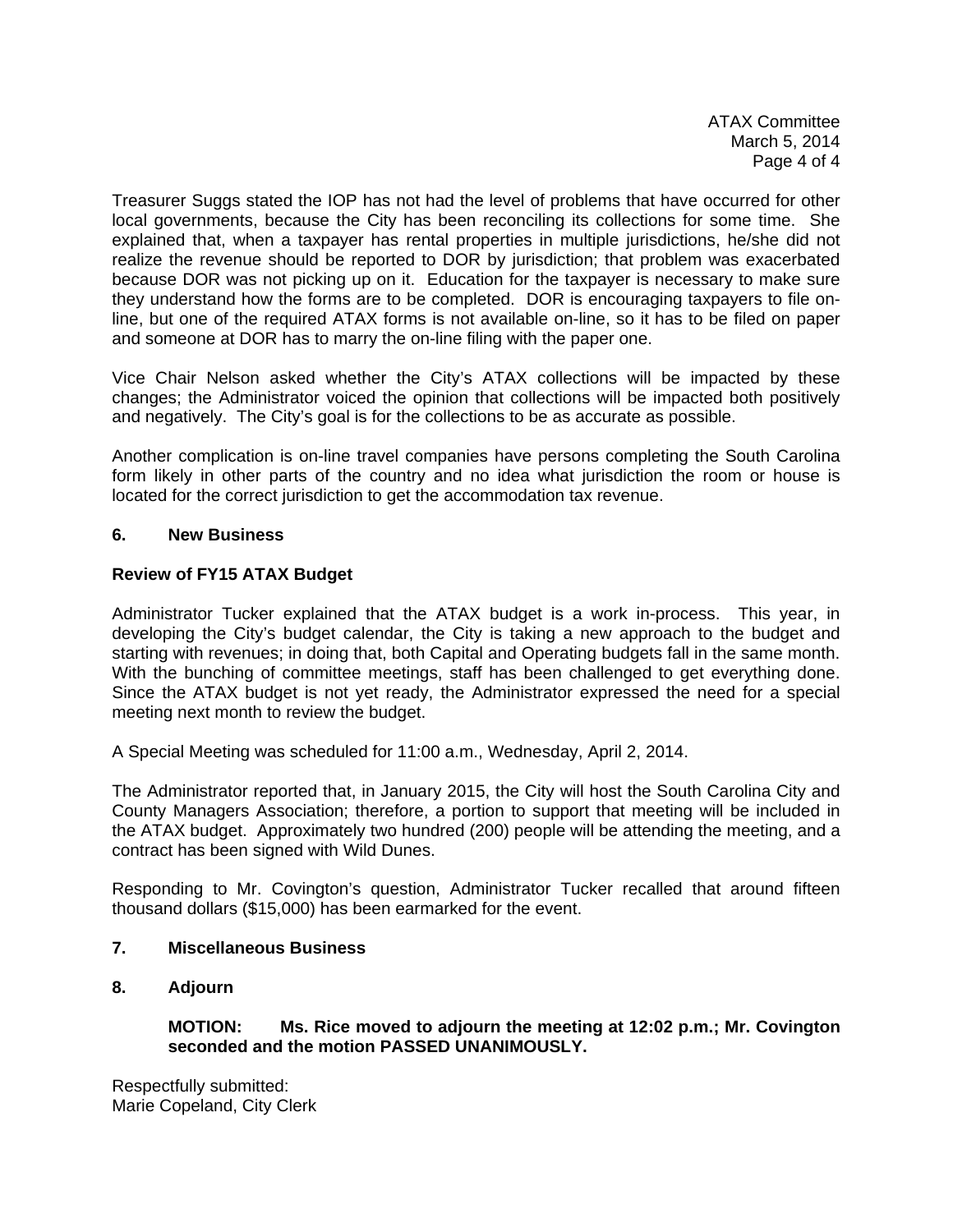Treasurer Suggs stated the IOP has not had the level of problems that have occurred for other local governments, because the City has been reconciling its collections for some time. She explained that, when a taxpayer has rental properties in multiple jurisdictions, he/she did not realize the revenue should be reported to DOR by jurisdiction; that problem was exacerbated because DOR was not picking up on it. Education for the taxpayer is necessary to make sure they understand how the forms are to be completed. DOR is encouraging taxpayers to file on-line, but one of the required ATAX forms is not available on-line, so it has to be filed on paper and someone at DOR has to marry the on-line filing with the paper one.

Vice Chair Nelson asked whether the City's ATAX collections will be impacted by these changes; the Administrator voiced the opinion that collections will be impacted both positively and negatively. The City's goal is for the collections to be as accurate as possible.

Another complication is on-line travel companies have persons completing the South Carolina form likely in other parts of the country and no idea what jurisdiction the room or house is located for the correct jurisdiction to get the accommodation tax revenue.

**6. New Business**

**Review of FY15 ATAX Budget**

Administrator Tucker explained that the ATAX budget is a work in-process. This year, in developing the City's budget calendar, the City is taking a new approach to the budget and starting with revenues; in doing that, both Capital and Operating budgets fall in the same month. With the bunching of committee meetings, staff has been challenged to get everything done. Since the ATAX budget is not yet ready, the Administrator expressed the need for a special meeting next month to review the budget.

A Special Meeting was scheduled for 11:00 a.m., Wednesday, April 2, 2014.

The Administrator reported that, in January 2015, the City will host the South Carolina City and County Managers Association; therefore, a portion to support that meeting will be included in the ATAX budget. Approximately two hundred (200) people will be attending the meeting, and a contract has been signed with Wild Dunes.

Responding to Mr. Covington's question, Administrator Tucker recalled that around fifteen thousand dollars ($15,000) has been earmarked for the event.

**7. Miscellaneous Business**

**8. Adjourn**

**MOTION: Ms. Rice moved to adjourn the meeting at 12:02 p.m.; Mr. Covington seconded and the motion PASSED UNANIMOUSLY.**

Respectfully submitted:
Marie Copeland, City Clerk